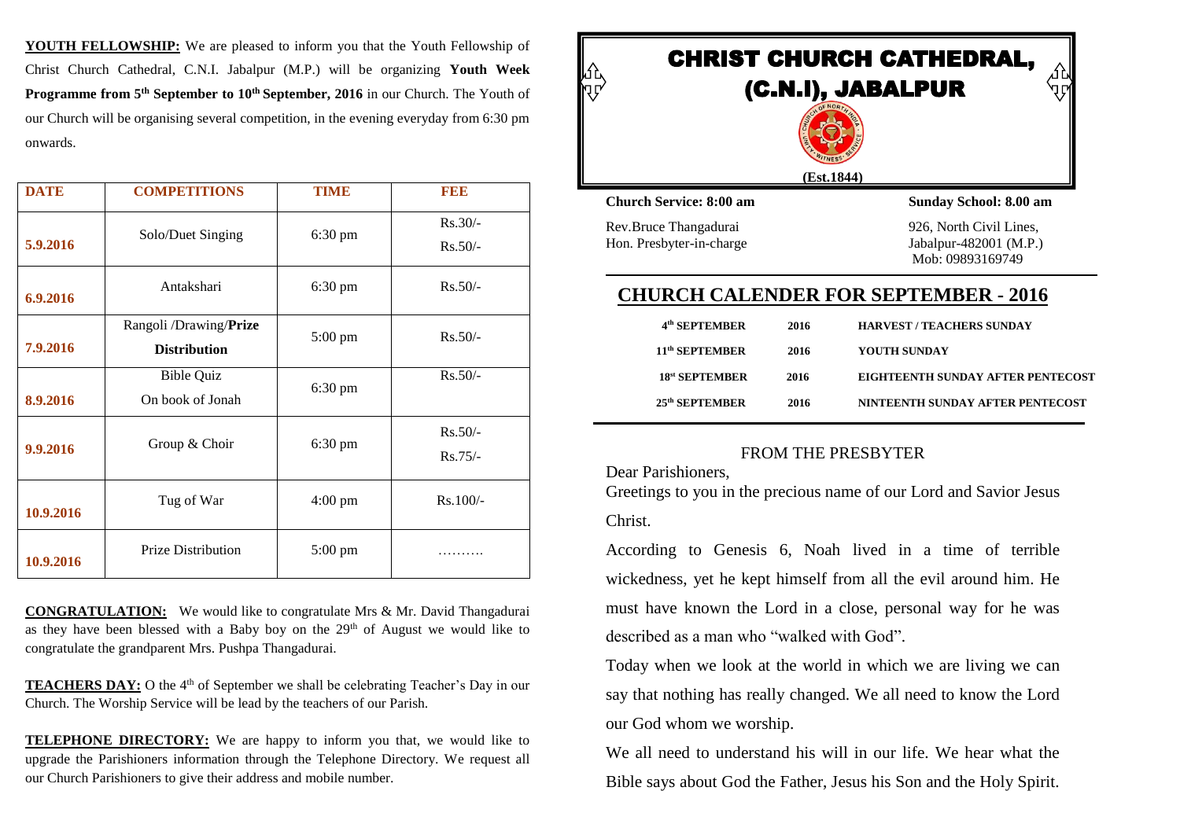**YOUTH FELLOWSHIP:** We are pleased to inform you that the Youth Fellowship of Christ Church Cathedral, C.N.I. Jabalpur (M.P.) will be organizing **Youth Week Programme from 5th September to 10th September, 2016** in our Church. The Youth of our Church will be organising several competition, in the evening everyday from 6:30 pm onwards.

| DATE | COMPETITIONS | TIME | FEE |
|---|---|---|---|
| 5.9.2016 | Solo/Duet Singing | 6:30 pm | Rs.30/- Rs.50/- |
| 6.9.2016 | Antakshari | 6:30 pm | Rs.50/- |
| 7.9.2016 | Rangoli /Drawing/**Prize Distribution** | 5:00 pm | Rs.50/- |
| 8.9.2016 | Bible Quiz On book of Jonah | 6:30 pm | Rs.50/- |
| 9.9.2016 | Group & Choir | 6:30 pm | Rs.50/- Rs.75/- |
| 10.9.2016 | Tug of War | 4:00 pm | Rs.100/- |
| 10.9.2016 | Prize Distribution | 5:00 pm | ………. |

**CONGRATULATION:** We would like to congratulate Mrs & Mr. David Thangadurai as they have been blessed with a Baby boy on the 29th of August we would like to congratulate the grandparent Mrs. Pushpa Thangadurai.

**TEACHERS DAY:** O the 4th of September we shall be celebrating Teacher's Day in our Church. The Worship Service will be lead by the teachers of our Parish.

**TELEPHONE DIRECTORY:** We are happy to inform you that, we would like to upgrade the Parishioners information through the Telephone Directory. We request all our Church Parishioners to give their address and mobile number.

# CHRIST CHURCH CATHEDRAL, (C.N.I), JABALPUR

(Est.1844)

**Church Service: 8:00 am**

**Sunday School: 8.00 am**

Rev.Bruce Thangadurai
Hon. Presbyter-in-charge

926, North Civil Lines,
Jabalpur-482001 (M.P.)
Mob: 09893169749

## CHURCH CALENDER FOR SEPTEMBER - 2016

| | | |
|---|---|---|
| 4th SEPTEMBER | 2016 | HARVEST / TEACHERS SUNDAY |
| 11th SEPTEMBER | 2016 | YOUTH SUNDAY |
| 18st SEPTEMBER | 2016 | EIGHTEENTH SUNDAY AFTER PENTECOST |
| 25th SEPTEMBER | 2016 | NINTEENTH SUNDAY AFTER PENTECOST |

### FROM THE PRESBYTER

Dear Parishioners,

Greetings to you in the precious name of our Lord and Savior Jesus Christ.

According to Genesis 6, Noah lived in a time of terrible wickedness, yet he kept himself from all the evil around him. He must have known the Lord in a close, personal way for he was described as a man who "walked with God".

Today when we look at the world in which we are living we can say that nothing has really changed. We all need to know the Lord our God whom we worship.

We all need to understand his will in our life. We hear what the Bible says about God the Father, Jesus his Son and the Holy Spirit.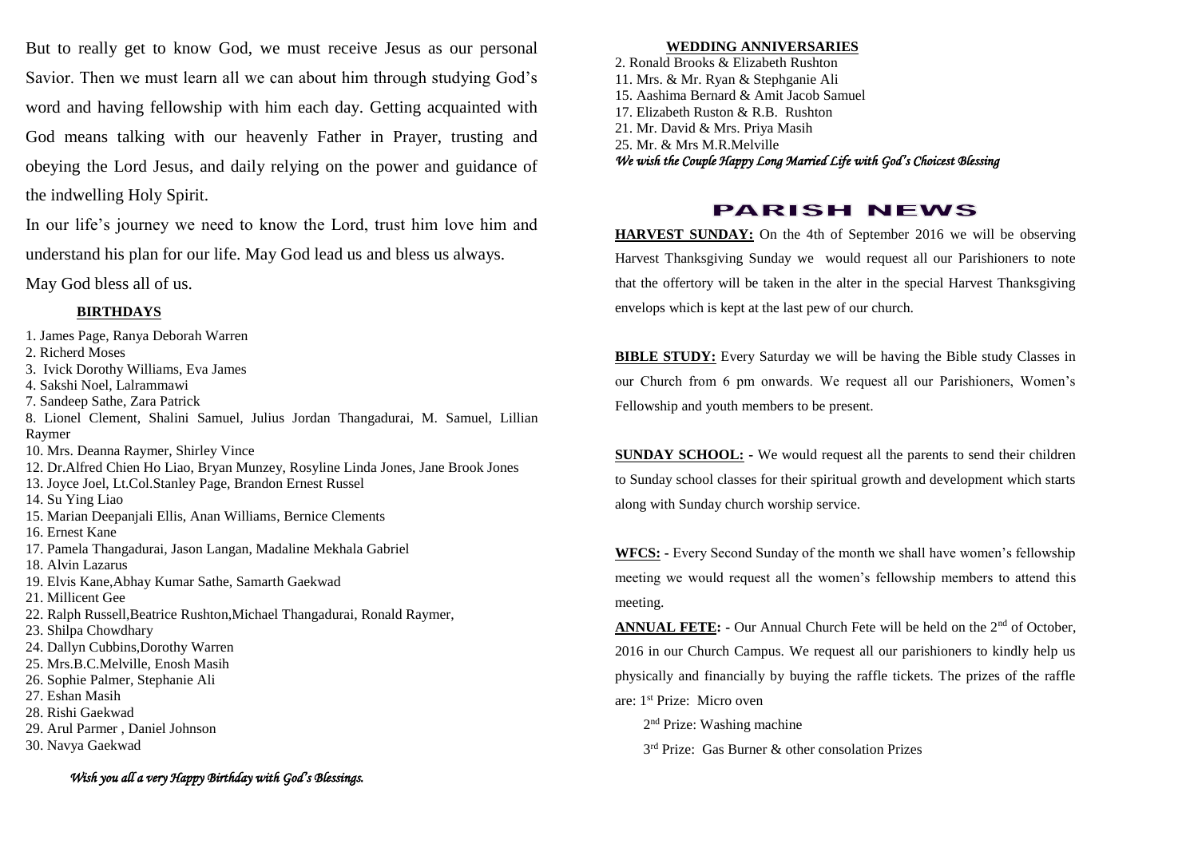But to really get to know God, we must receive Jesus as our personal Savior. Then we must learn all we can about him through studying God's word and having fellowship with him each day. Getting acquainted with God means talking with our heavenly Father in Prayer, trusting and obeying the Lord Jesus, and daily relying on the power and guidance of the indwelling Holy Spirit.

In our life's journey we need to know the Lord, trust him love him and understand his plan for our life. May God lead us and bless us always.

May God bless all of us.

## BIRTHDAYS

1. James Page, Ranya Deborah Warren
2. Richerd Moses
3. Ivick Dorothy Williams, Eva James
4. Sakshi Noel, Lalrammawi
7. Sandeep Sathe, Zara Patrick
8. Lionel Clement, Shalini Samuel, Julius Jordan Thangadurai, M. Samuel, Lillian Raymer
10. Mrs. Deanna Raymer, Shirley Vince
12. Dr.Alfred Chien Ho Liao, Bryan Munzey, Rosyline Linda Jones, Jane Brook Jones
13. Joyce Joel, Lt.Col.Stanley Page, Brandon Ernest Russel
14. Su Ying Liao
15. Marian Deepanjali Ellis, Anan Williams, Bernice Clements
16. Ernest Kane
17. Pamela Thangadurai, Jason Langan, Madaline Mekhala Gabriel
18. Alvin Lazarus
19. Elvis Kane,Abhay Kumar Sathe, Samarth Gaekwad
21. Millicent Gee
22. Ralph Russell,Beatrice Rushton,Michael Thangadurai, Ronald Raymer,
23. Shilpa Chowdhary
24. Dallyn Cubbins,Dorothy Warren
25. Mrs.B.C.Melville, Enosh Masih
26. Sophie Palmer, Stephanie Ali
27. Eshan Masih
28. Rishi Gaekwad
29. Arul Parmer , Daniel Johnson
30. Navya Gaekwad

*Wish you all a very Happy Birthday with God's Blessings.*

## WEDDING ANNIVERSARIES

2. Ronald Brooks & Elizabeth Rushton
11. Mrs. & Mr. Ryan & Stephganie Ali
15. Aashima Bernard & Amit Jacob Samuel
17. Elizabeth Ruston & R.B. Rushton
21. Mr. David & Mrs. Priya Masih
25. Mr. & Mrs M.R.Melville

*We wish the Couple Happy Long Married Life with God's Choicest Blessing*

# PARISH NEWS

**HARVEST SUNDAY:** On the 4th of September 2016 we will be observing Harvest Thanksgiving Sunday we would request all our Parishioners to note that the offertory will be taken in the alter in the special Harvest Thanksgiving envelops which is kept at the last pew of our church.

**BIBLE STUDY:** Every Saturday we will be having the Bible study Classes in our Church from 6 pm onwards. We request all our Parishioners, Women's Fellowship and youth members to be present.

**SUNDAY SCHOOL: -** We would request all the parents to send their children to Sunday school classes for their spiritual growth and development which starts along with Sunday church worship service.

**WFCS: -** Every Second Sunday of the month we shall have women's fellowship meeting we would request all the women's fellowship members to attend this meeting.

**ANNUAL FETE: -** Our Annual Church Fete will be held on the 2nd of October, 2016 in our Church Campus. We request all our parishioners to kindly help us physically and financially by buying the raffle tickets. The prizes of the raffle are: 1st Prize: Micro oven

2nd Prize: Washing machine

3rd Prize: Gas Burner & other consolation Prizes